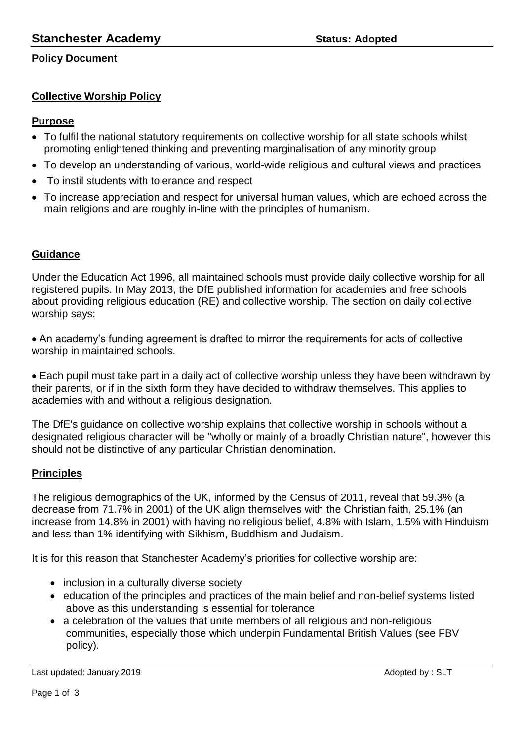# Stanchester Academy

**Status: Adopted**

**Policy Document**

## Collective Worship Policy

### Purpose

- To fulfil the national statutory requirements on collective worship for all state schools whilst promoting enlightened thinking and preventing marginalisation of any minority group
- To develop an understanding of various, world-wide religious and cultural views and practices
- To instil students with tolerance and respect
- To increase appreciation and respect for universal human values, which are echoed across the main religions and are roughly in-line with the principles of humanism.

### Guidance

Under the Education Act 1996, all maintained schools must provide daily collective worship for all registered pupils. In May 2013, the DfE published information for academies and free schools about providing religious education (RE) and collective worship. The section on daily collective worship says:

- An academy's funding agreement is drafted to mirror the requirements for acts of collective worship in maintained schools.

- Each pupil must take part in a daily act of collective worship unless they have been withdrawn by their parents, or if in the sixth form they have decided to withdraw themselves. This applies to academies with and without a religious designation.

The DfE's guidance on collective worship explains that collective worship in schools without a designated religious character will be "wholly or mainly of a broadly Christian nature", however this should not be distinctive of any particular Christian denomination.

### Principles

The religious demographics of the UK, informed by the Census of 2011, reveal that 59.3% (a decrease from 71.7% in 2001) of the UK align themselves with the Christian faith, 25.1% (an increase from 14.8% in 2001) with having no religious belief, 4.8% with Islam, 1.5% with Hinduism and less than 1% identifying with Sikhism, Buddhism and Judaism.

It is for this reason that Stanchester Academy's priorities for collective worship are:

- inclusion in a culturally diverse society
- education of the principles and practices of the main belief and non-belief systems listed above as this understanding is essential for tolerance
- a celebration of the values that unite members of all religious and non-religious communities, especially those which underpin Fundamental British Values (see FBV policy).

Last updated: January 2019

Adopted by : SLT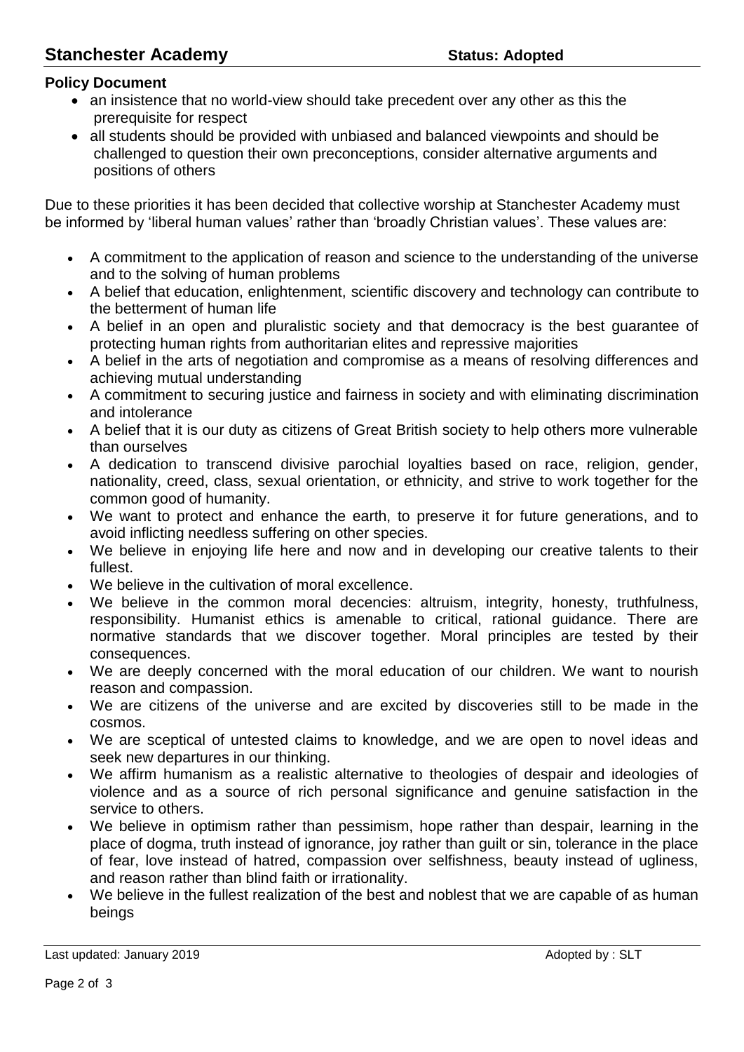**Policy Document**

- an insistence that no world-view should take precedent over any other as this the prerequisite for respect
- all students should be provided with unbiased and balanced viewpoints and should be challenged to question their own preconceptions, consider alternative arguments and positions of others

Due to these priorities it has been decided that collective worship at Stanchester Academy must be informed by 'liberal human values' rather than 'broadly Christian values'. These values are:

- A commitment to the application of reason and science to the understanding of the universe and to the solving of human problems
- A belief that education, enlightenment, scientific discovery and technology can contribute to the betterment of human life
- A belief in an open and pluralistic society and that democracy is the best guarantee of protecting human rights from authoritarian elites and repressive majorities
- A belief in the arts of negotiation and compromise as a means of resolving differences and achieving mutual understanding
- A commitment to securing justice and fairness in society and with eliminating discrimination and intolerance
- A belief that it is our duty as citizens of Great British society to help others more vulnerable than ourselves
- A dedication to transcend divisive parochial loyalties based on race, religion, gender, nationality, creed, class, sexual orientation, or ethnicity, and strive to work together for the common good of humanity.
- We want to protect and enhance the earth, to preserve it for future generations, and to avoid inflicting needless suffering on other species.
- We believe in enjoying life here and now and in developing our creative talents to their fullest.
- We believe in the cultivation of moral excellence.
- We believe in the common moral decencies: altruism, integrity, honesty, truthfulness, responsibility. Humanist ethics is amenable to critical, rational guidance. There are normative standards that we discover together. Moral principles are tested by their consequences.
- We are deeply concerned with the moral education of our children. We want to nourish reason and compassion.
- We are citizens of the universe and are excited by discoveries still to be made in the cosmos.
- We are sceptical of untested claims to knowledge, and we are open to novel ideas and seek new departures in our thinking.
- We affirm humanism as a realistic alternative to theologies of despair and ideologies of violence and as a source of rich personal significance and genuine satisfaction in the service to others.
- We believe in optimism rather than pessimism, hope rather than despair, learning in the place of dogma, truth instead of ignorance, joy rather than guilt or sin, tolerance in the place of fear, love instead of hatred, compassion over selfishness, beauty instead of ugliness, and reason rather than blind faith or irrationality.
- We believe in the fullest realization of the best and noblest that we are capable of as human beings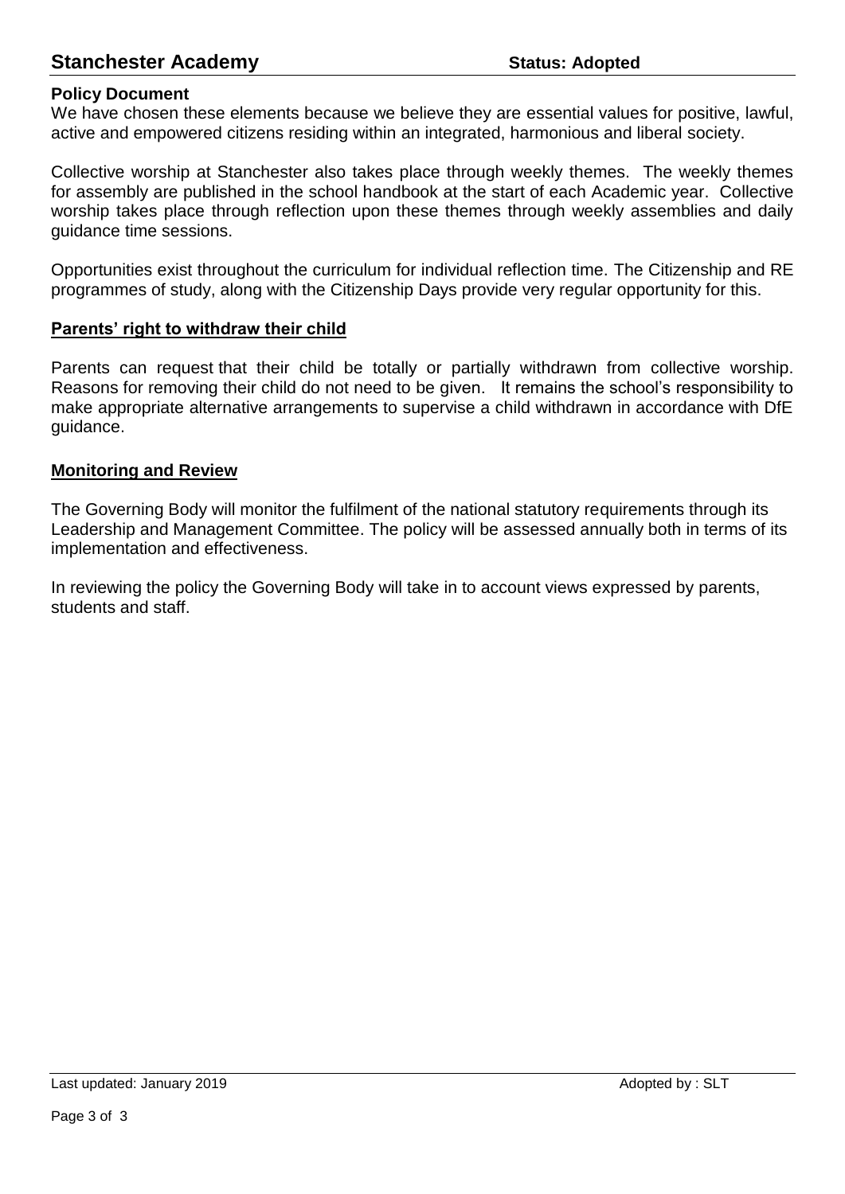**Policy Document**

We have chosen these elements because we believe they are essential values for positive, lawful, active and empowered citizens residing within an integrated, harmonious and liberal society.

Collective worship at Stanchester also takes place through weekly themes. The weekly themes for assembly are published in the school handbook at the start of each Academic year. Collective worship takes place through reflection upon these themes through weekly assemblies and daily guidance time sessions.

Opportunities exist throughout the curriculum for individual reflection time. The Citizenship and RE programmes of study, along with the Citizenship Days provide very regular opportunity for this.

## Parents' right to withdraw their child

Parents can request that their child be totally or partially withdrawn from collective worship. Reasons for removing their child do not need to be given. It remains the school's responsibility to make appropriate alternative arrangements to supervise a child withdrawn in accordance with DfE guidance.

## Monitoring and Review

The Governing Body will monitor the fulfilment of the national statutory requirements through its Leadership and Management Committee. The policy will be assessed annually both in terms of its implementation and effectiveness.

In reviewing the policy the Governing Body will take in to account views expressed by parents, students and staff.